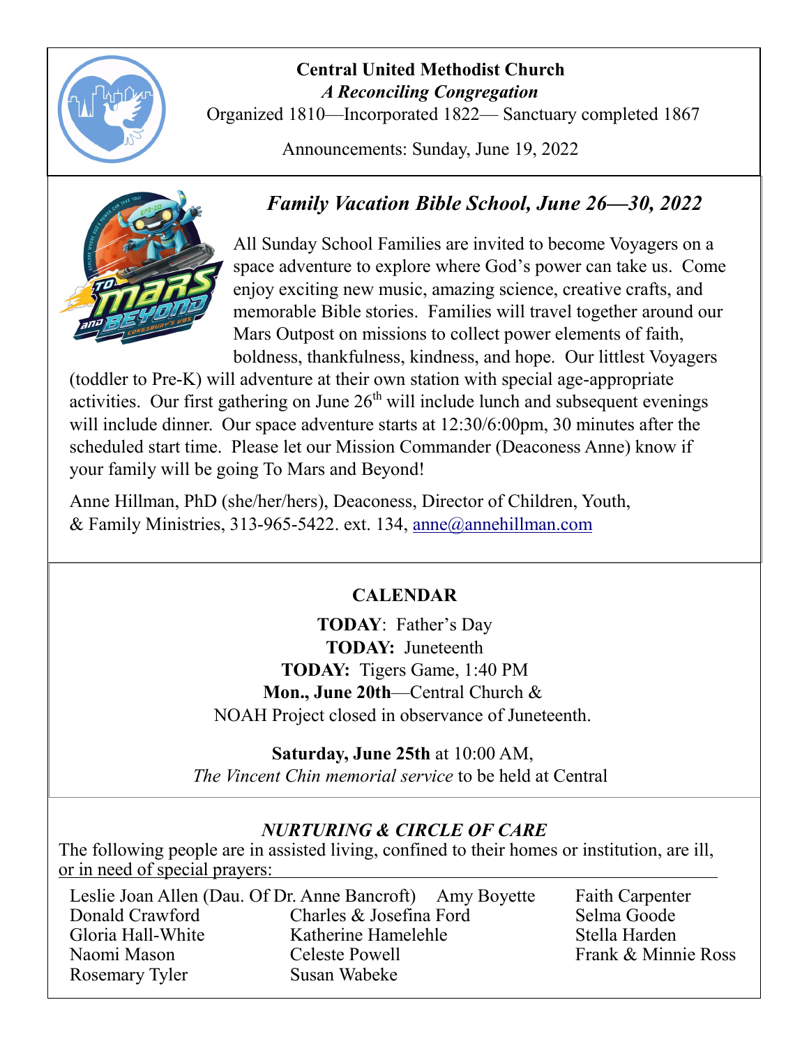**Central United Methodist Church**

***A Reconciling Congregation***

Organized 1810—Incorporated 1822— Sanctuary completed 1867

Announcements: Sunday, June 19, 2022

## *Family Vacation Bible School, June 26—30, 2022*

All Sunday School Families are invited to become Voyagers on a space adventure to explore where God's power can take us. Come enjoy exciting new music, amazing science, creative crafts, and memorable Bible stories. Families will travel together around our Mars Outpost on missions to collect power elements of faith, boldness, thankfulness, kindness, and hope. Our littlest Voyagers (toddler to Pre-K) will adventure at their own station with special age-appropriate activities. Our first gathering on June 26th will include lunch and subsequent evenings will include dinner. Our space adventure starts at 12:30/6:00pm, 30 minutes after the scheduled start time. Please let our Mission Commander (Deaconess Anne) know if your family will be going To Mars and Beyond!

Anne Hillman, PhD (she/her/hers), Deaconess, Director of Children, Youth, & Family Ministries, 313-965-5422. ext. 134, anne@annehillman.com

## CALENDAR

**TODAY**: Father's Day

**TODAY:** Juneteenth

**TODAY:** Tigers Game, 1:40 PM

**Mon., June 20th**—Central Church & NOAH Project closed in observance of Juneteenth.

**Saturday, June 25th** at 10:00 AM, *The Vincent Chin memorial service* to be held at Central

## *NURTURING & CIRCLE OF CARE*

The following people are in assisted living, confined to their homes or institution, are ill, or in need of special prayers:

| | | |
|---|---|---|
| Leslie Joan Allen (Dau. Of Dr. Anne Bancroft) | Amy Boyette | Faith Carpenter |
| Donald Crawford | Charles & Josefina Ford | Selma Goode |
| Gloria Hall-White | Katherine Hamelehle | Stella Harden |
| Naomi Mason | Celeste Powell | Frank & Minnie Ross |
| Rosemary Tyler | Susan Wabeke | |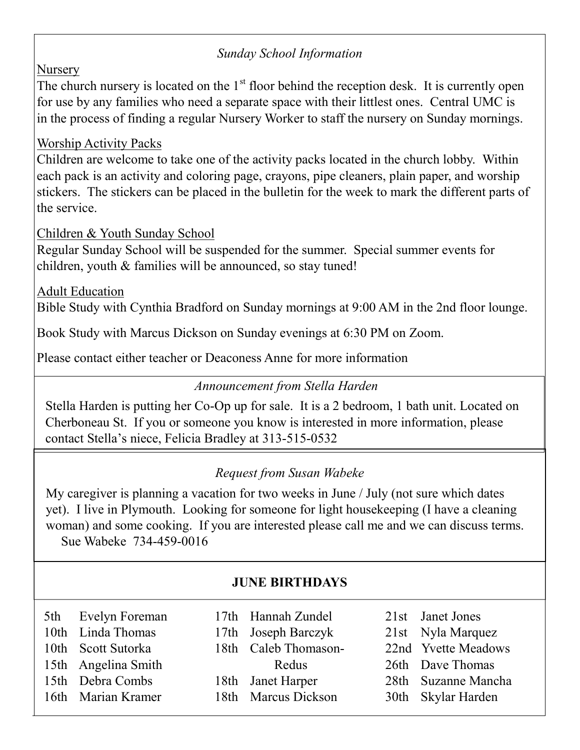## *Sunday School Information*

Nursery

The church nursery is located on the 1st floor behind the reception desk. It is currently open for use by any families who need a separate space with their littlest ones. Central UMC is in the process of finding a regular Nursery Worker to staff the nursery on Sunday mornings.

Worship Activity Packs

Children are welcome to take one of the activity packs located in the church lobby. Within each pack is an activity and coloring page, crayons, pipe cleaners, plain paper, and worship stickers. The stickers can be placed in the bulletin for the week to mark the different parts of the service.

Children & Youth Sunday School

Regular Sunday School will be suspended for the summer. Special summer events for children, youth & families will be announced, so stay tuned!

Adult Education

Bible Study with Cynthia Bradford on Sunday mornings at 9:00 AM in the 2nd floor lounge.

Book Study with Marcus Dickson on Sunday evenings at 6:30 PM on Zoom.

Please contact either teacher or Deaconess Anne for more information

## *Announcement from Stella Harden*

Stella Harden is putting her Co-Op up for sale. It is a 2 bedroom, 1 bath unit. Located on Cherboneau St. If you or someone you know is interested in more information, please contact Stella's niece, Felicia Bradley at 313-515-0532

## *Request from Susan Wabeke*

My caregiver is planning a vacation for two weeks in June / July (not sure which dates yet). I live in Plymouth. Looking for someone for light housekeeping (I have a cleaning woman) and some cooking. If you are interested please call me and we can discuss terms.
Sue Wabeke 734-459-0016

## JUNE BIRTHDAYS

| | |
|---|---|
| 5th | Evelyn Foreman |
| 10th | Linda Thomas |
| 10th | Scott Sutorka |
| 15th | Angelina Smith |
| 15th | Debra Combs |
| 16th | Marian Kramer |
| 17th | Hannah Zundel |
| 17th | Joseph Barczyk |
| 18th | Caleb Thomason-Redus |
| 18th | Janet Harper |
| 18th | Marcus Dickson |
| 21st | Janet Jones |
| 21st | Nyla Marquez |
| 22nd | Yvette Meadows |
| 26th | Dave Thomas |
| 28th | Suzanne Mancha |
| 30th | Skylar Harden |